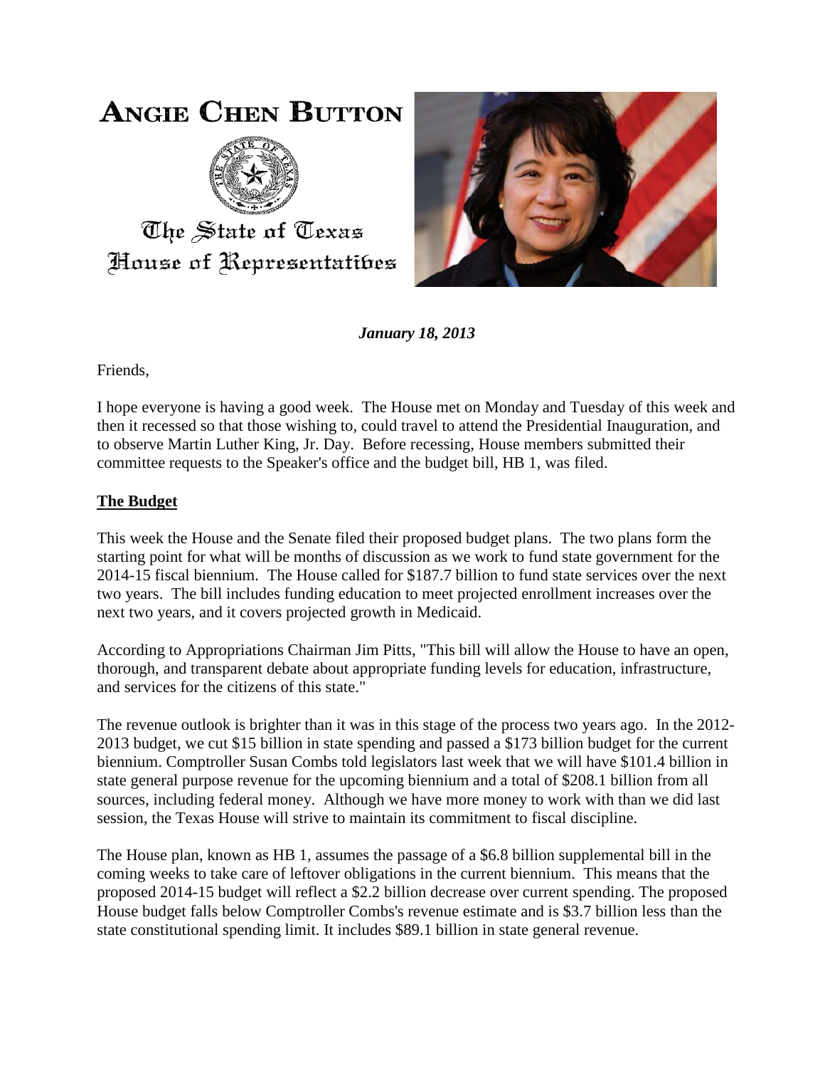# Angie Chen Button

The State of Texas
House of Representatives

***January 18, 2013***

Friends,

I hope everyone is having a good week. The House met on Monday and Tuesday of this week and then it recessed so that those wishing to, could travel to attend the Presidential Inauguration, and to observe Martin Luther King, Jr. Day. Before recessing, House members submitted their committee requests to the Speaker's office and the budget bill, HB 1, was filed.

## The Budget

This week the House and the Senate filed their proposed budget plans. The two plans form the starting point for what will be months of discussion as we work to fund state government for the 2014-15 fiscal biennium. The House called for \$187.7 billion to fund state services over the next two years. The bill includes funding education to meet projected enrollment increases over the next two years, and it covers projected growth in Medicaid.

According to Appropriations Chairman Jim Pitts, "This bill will allow the House to have an open, thorough, and transparent debate about appropriate funding levels for education, infrastructure, and services for the citizens of this state."

The revenue outlook is brighter than it was in this stage of the process two years ago. In the 2012-2013 budget, we cut \$15 billion in state spending and passed a \$173 billion budget for the current biennium. Comptroller Susan Combs told legislators last week that we will have \$101.4 billion in state general purpose revenue for the upcoming biennium and a total of \$208.1 billion from all sources, including federal money. Although we have more money to work with than we did last session, the Texas House will strive to maintain its commitment to fiscal discipline.

The House plan, known as HB 1, assumes the passage of a \$6.8 billion supplemental bill in the coming weeks to take care of leftover obligations in the current biennium. This means that the proposed 2014-15 budget will reflect a \$2.2 billion decrease over current spending. The proposed House budget falls below Comptroller Combs's revenue estimate and is \$3.7 billion less than the state constitutional spending limit. It includes \$89.1 billion in state general revenue.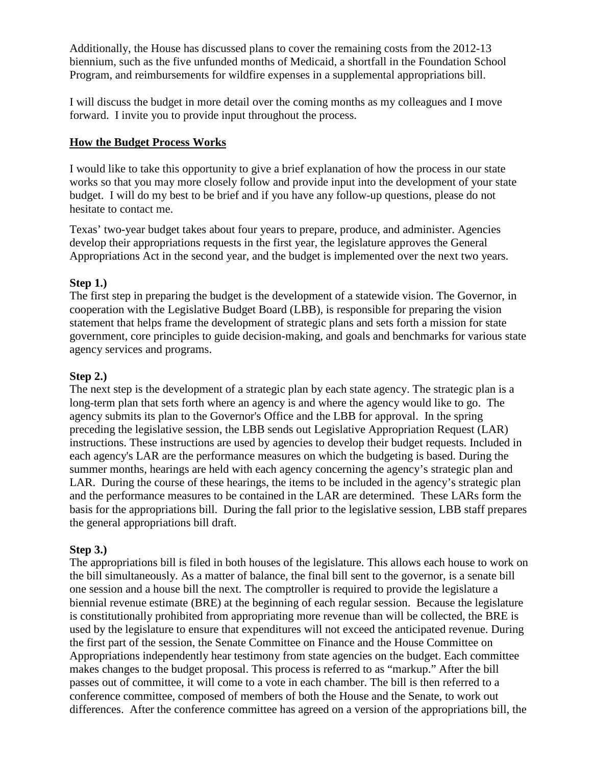Additionally, the House has discussed plans to cover the remaining costs from the 2012-13 biennium, such as the five unfunded months of Medicaid, a shortfall in the Foundation School Program, and reimbursements for wildfire expenses in a supplemental appropriations bill.

I will discuss the budget in more detail over the coming months as my colleagues and I move forward. I invite you to provide input throughout the process.

## How the Budget Process Works

I would like to take this opportunity to give a brief explanation of how the process in our state works so that you may more closely follow and provide input into the development of your state budget. I will do my best to be brief and if you have any follow-up questions, please do not hesitate to contact me.

Texas' two-year budget takes about four years to prepare, produce, and administer. Agencies develop their appropriations requests in the first year, the legislature approves the General Appropriations Act in the second year, and the budget is implemented over the next two years.

**Step 1.)**
The first step in preparing the budget is the development of a statewide vision. The Governor, in cooperation with the Legislative Budget Board (LBB), is responsible for preparing the vision statement that helps frame the development of strategic plans and sets forth a mission for state government, core principles to guide decision-making, and goals and benchmarks for various state agency services and programs.

**Step 2.)**
The next step is the development of a strategic plan by each state agency. The strategic plan is a long-term plan that sets forth where an agency is and where the agency would like to go. The agency submits its plan to the Governor's Office and the LBB for approval. In the spring preceding the legislative session, the LBB sends out Legislative Appropriation Request (LAR) instructions. These instructions are used by agencies to develop their budget requests. Included in each agency's LAR are the performance measures on which the budgeting is based. During the summer months, hearings are held with each agency concerning the agency's strategic plan and LAR. During the course of these hearings, the items to be included in the agency's strategic plan and the performance measures to be contained in the LAR are determined. These LARs form the basis for the appropriations bill. During the fall prior to the legislative session, LBB staff prepares the general appropriations bill draft.

**Step 3.)**
The appropriations bill is filed in both houses of the legislature. This allows each house to work on the bill simultaneously. As a matter of balance, the final bill sent to the governor, is a senate bill one session and a house bill the next. The comptroller is required to provide the legislature a biennial revenue estimate (BRE) at the beginning of each regular session. Because the legislature is constitutionally prohibited from appropriating more revenue than will be collected, the BRE is used by the legislature to ensure that expenditures will not exceed the anticipated revenue. During the first part of the session, the Senate Committee on Finance and the House Committee on Appropriations independently hear testimony from state agencies on the budget. Each committee makes changes to the budget proposal. This process is referred to as "markup." After the bill passes out of committee, it will come to a vote in each chamber. The bill is then referred to a conference committee, composed of members of both the House and the Senate, to work out differences. After the conference committee has agreed on a version of the appropriations bill, the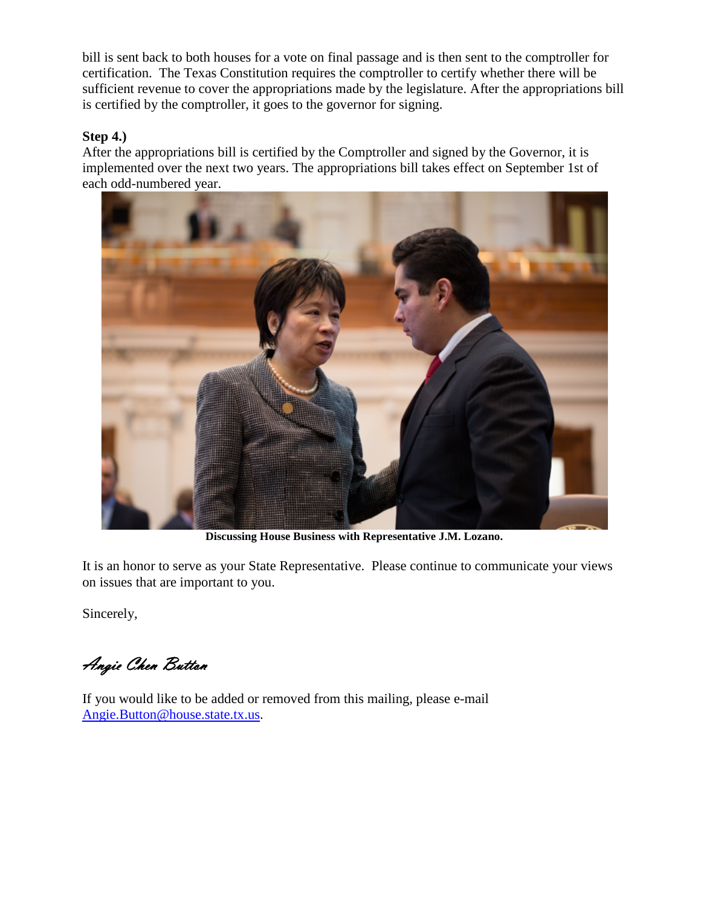bill is sent back to both houses for a vote on final passage and is then sent to the comptroller for certification. The Texas Constitution requires the comptroller to certify whether there will be sufficient revenue to cover the appropriations made by the legislature. After the appropriations bill is certified by the comptroller, it goes to the governor for signing.

**Step 4.)**

After the appropriations bill is certified by the Comptroller and signed by the Governor, it is implemented over the next two years. The appropriations bill takes effect on September 1st of each odd-numbered year.

**Discussing House Business with Representative J.M. Lozano.**

It is an honor to serve as your State Representative. Please continue to communicate your views on issues that are important to you.

Sincerely,

*Angie Chen Button*

If you would like to be added or removed from this mailing, please e-mail [Angie.Button@house.state.tx.us](mailto:Angie.Button@house.state.tx.us).